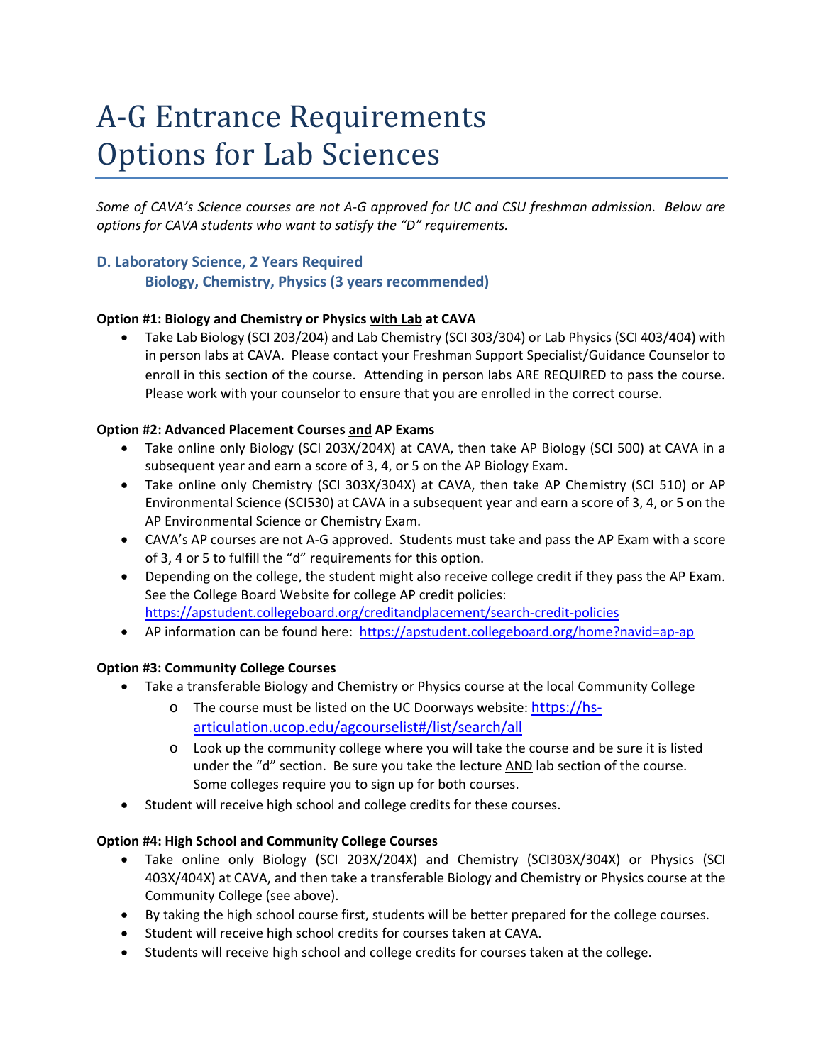# A-G Entrance Requirements
# Options for Lab Sciences

*Some of CAVA's Science courses are not A-G approved for UC and CSU freshman admission. Below are options for CAVA students who want to satisfy the "D" requirements.*

### D. Laboratory Science, 2 Years Required
### Biology, Chemistry, Physics (3 years recommended)

**Option #1: Biology and Chemistry or Physics <u>with Lab</u> at CAVA**

- Take Lab Biology (SCI 203/204) and Lab Chemistry (SCI 303/304) or Lab Physics (SCI 403/404) with in person labs at CAVA. Please contact your Freshman Support Specialist/Guidance Counselor to enroll in this section of the course. Attending in person labs <u>ARE REQUIRED</u> to pass the course. Please work with your counselor to ensure that you are enrolled in the correct course.

**Option #2: Advanced Placement Courses <u>and</u> AP Exams**

- Take online only Biology (SCI 203X/204X) at CAVA, then take AP Biology (SCI 500) at CAVA in a subsequent year and earn a score of 3, 4, or 5 on the AP Biology Exam.
- Take online only Chemistry (SCI 303X/304X) at CAVA, then take AP Chemistry (SCI 510) or AP Environmental Science (SCI530) at CAVA in a subsequent year and earn a score of 3, 4, or 5 on the AP Environmental Science or Chemistry Exam.
- CAVA's AP courses are not A-G approved. Students must take and pass the AP Exam with a score of 3, 4 or 5 to fulfill the "d" requirements for this option.
- Depending on the college, the student might also receive college credit if they pass the AP Exam. See the College Board Website for college AP credit policies: [https://apstudent.collegeboard.org/creditandplacement/search-credit-policies](https://apstudent.collegeboard.org/creditandplacement/search-credit-policies)
- AP information can be found here: [https://apstudent.collegeboard.org/home?navid=ap-ap](https://apstudent.collegeboard.org/home?navid=ap-ap)

**Option #3: Community College Courses**

- Take a transferable Biology and Chemistry or Physics course at the local Community College
  - The course must be listed on the UC Doorways website: [https://hs-articulation.ucop.edu/agcourselist#/list/search/all](https://hs-articulation.ucop.edu/agcourselist#/list/search/all)
  - Look up the community college where you will take the course and be sure it is listed under the "d" section. Be sure you take the lecture <u>AND</u> lab section of the course. Some colleges require you to sign up for both courses.
- Student will receive high school and college credits for these courses.

**Option #4: High School and Community College Courses**

- Take online only Biology (SCI 203X/204X) and Chemistry (SCI303X/304X) or Physics (SCI 403X/404X) at CAVA, and then take a transferable Biology and Chemistry or Physics course at the Community College (see above).
- By taking the high school course first, students will be better prepared for the college courses.
- Student will receive high school credits for courses taken at CAVA.
- Students will receive high school and college credits for courses taken at the college.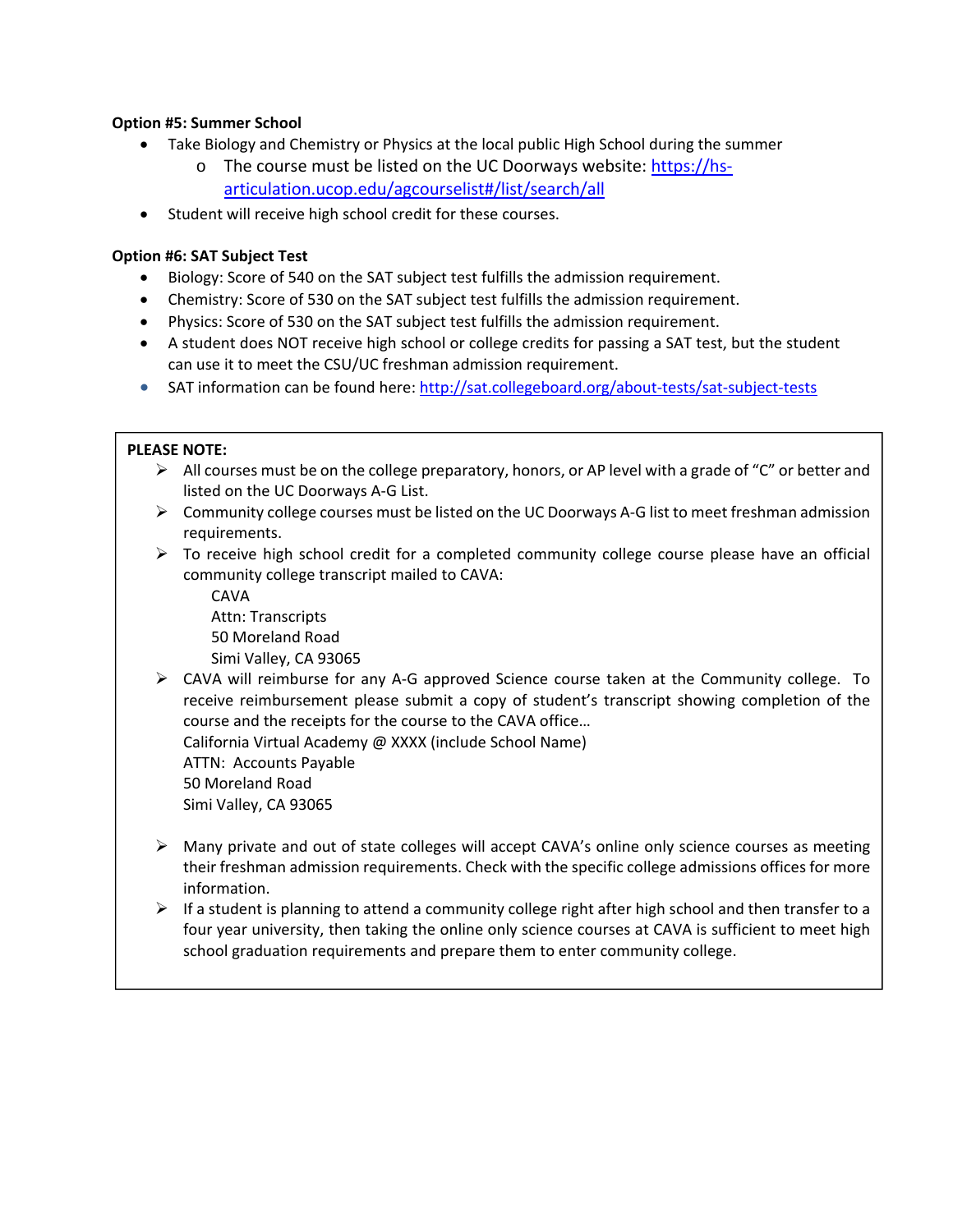**Option #5: Summer School**

- Take Biology and Chemistry or Physics at the local public High School during the summer
    - The course must be listed on the UC Doorways website: https://hs-articulation.ucop.edu/agcourselist#/list/search/all
- Student will receive high school credit for these courses.

**Option #6: SAT Subject Test**

- Biology: Score of 540 on the SAT subject test fulfills the admission requirement.
- Chemistry: Score of 530 on the SAT subject test fulfills the admission requirement.
- Physics: Score of 530 on the SAT subject test fulfills the admission requirement.
- A student does NOT receive high school or college credits for passing a SAT test, but the student can use it to meet the CSU/UC freshman admission requirement.
- SAT information can be found here: http://sat.collegeboard.org/about-tests/sat-subject-tests

**PLEASE NOTE:**

- All courses must be on the college preparatory, honors, or AP level with a grade of "C" or better and listed on the UC Doorways A-G List.
- Community college courses must be listed on the UC Doorways A-G list to meet freshman admission requirements.
- To receive high school credit for a completed community college course please have an official community college transcript mailed to CAVA:

  CAVA  
  Attn: Transcripts  
  50 Moreland Road  
  Simi Valley, CA 93065

- CAVA will reimburse for any A-G approved Science course taken at the Community college. To receive reimbursement please submit a copy of student's transcript showing completion of the course and the receipts for the course to the CAVA office…

  California Virtual Academy @ XXXX (include School Name)  
  ATTN: Accounts Payable  
  50 Moreland Road  
  Simi Valley, CA 93065

- Many private and out of state colleges will accept CAVA's online only science courses as meeting their freshman admission requirements. Check with the specific college admissions offices for more information.
- If a student is planning to attend a community college right after high school and then transfer to a four year university, then taking the online only science courses at CAVA is sufficient to meet high school graduation requirements and prepare them to enter community college.